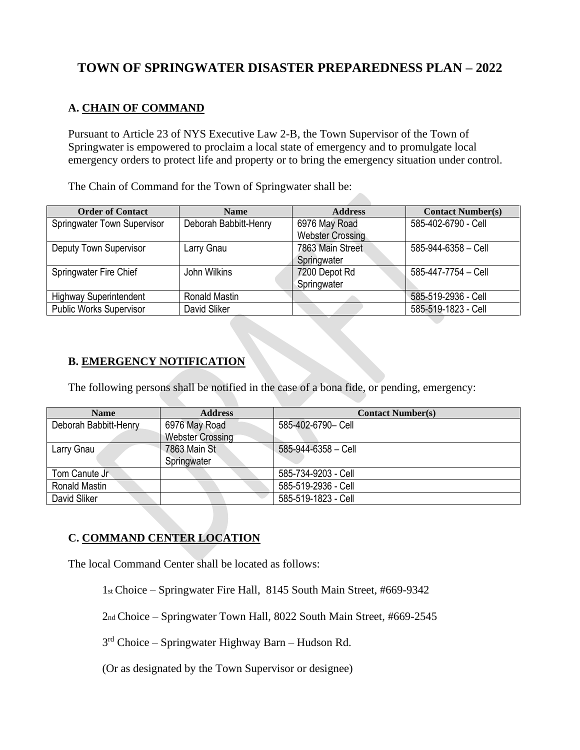# TOWN OF SPRINGWATER DISASTER PREPAREDNESS PLAN – 2022

## A. CHAIN OF COMMAND

Pursuant to Article 23 of NYS Executive Law 2-B, the Town Supervisor of the Town of Springwater is empowered to proclaim a local state of emergency and to promulgate local emergency orders to protect life and property or to bring the emergency situation under control.

The Chain of Command for the Town of Springwater shall be:

| Order of Contact | Name | Address | Contact Number(s) |
|---|---|---|---|
| Springwater Town Supervisor | Deborah Babbitt-Henry | 6976 May Road<br>Webster Crossing | 585-402-6790 - Cell |
| Deputy Town Supervisor | Larry Gnau | 7863 Main Street<br>Springwater | 585-944-6358 – Cell |
| Springwater Fire Chief | John Wilkins | 7200 Depot Rd<br>Springwater | 585-447-7754 – Cell |
| Highway Superintendent | Ronald Mastin | | 585-519-2936 - Cell |
| Public Works Supervisor | David Sliker | | 585-519-1823 - Cell |

## B. EMERGENCY NOTIFICATION

The following persons shall be notified in the case of a bona fide, or pending, emergency:

| Name | Address | Contact Number(s) |
|---|---|---|
| Deborah Babbitt-Henry | 6976 May Road<br>Webster Crossing | 585-402-6790– Cell |
| Larry Gnau | 7863 Main St<br>Springwater | 585-944-6358 – Cell |
| Tom Canute Jr | | 585-734-9203 - Cell |
| Ronald Mastin | | 585-519-2936 - Cell |
| David Sliker | | 585-519-1823 - Cell |

## C. COMMAND CENTER LOCATION

The local Command Center shall be located as follows:

1st Choice – Springwater Fire Hall, 8145 South Main Street, #669-9342

2nd Choice – Springwater Town Hall, 8022 South Main Street, #669-2545

3rd Choice – Springwater Highway Barn – Hudson Rd.

(Or as designated by the Town Supervisor or designee)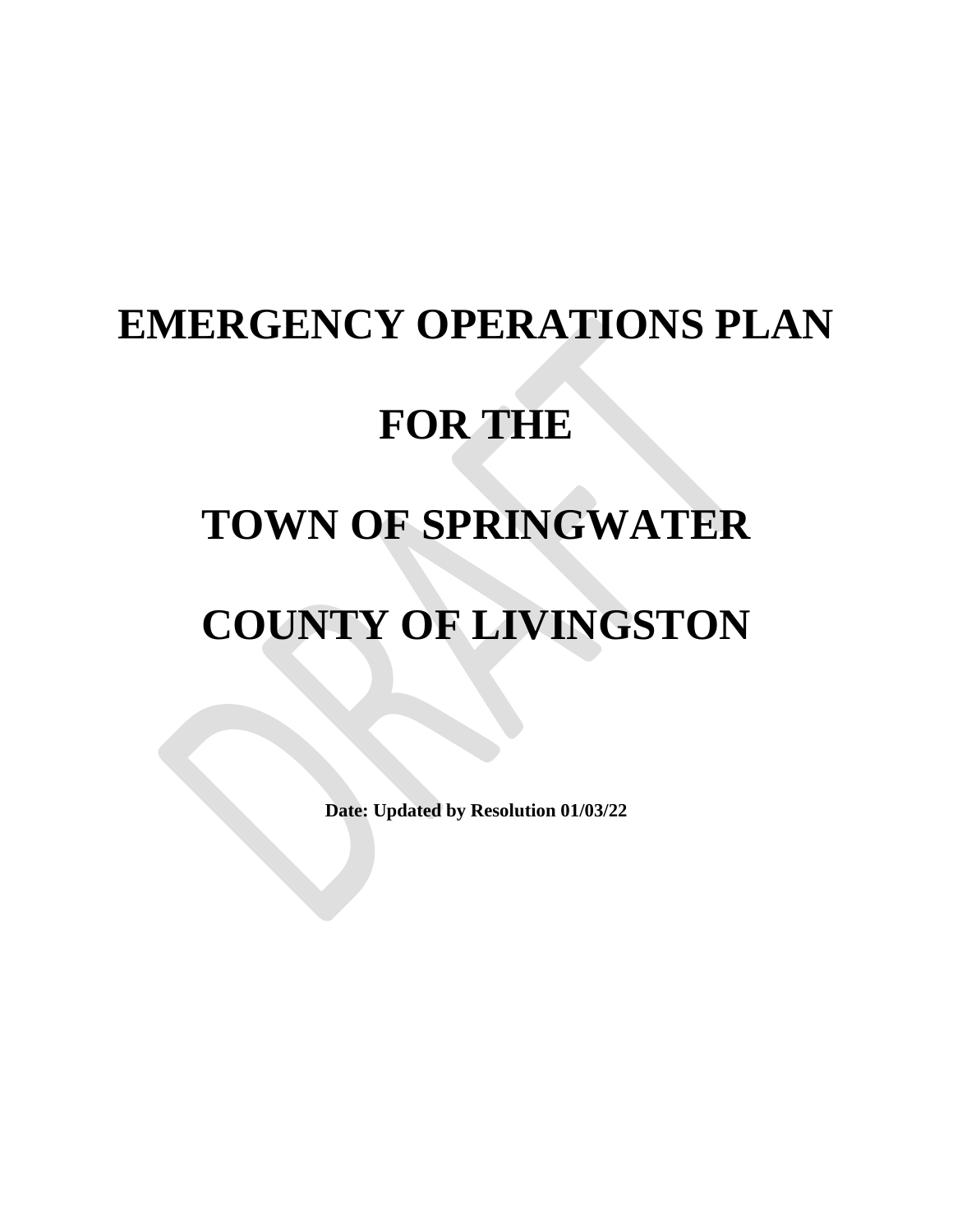# EMERGENCY OPERATIONS PLAN

# FOR THE

# TOWN OF SPRINGWATER

# COUNTY OF LIVINGSTON

**Date: Updated by Resolution 01/03/22**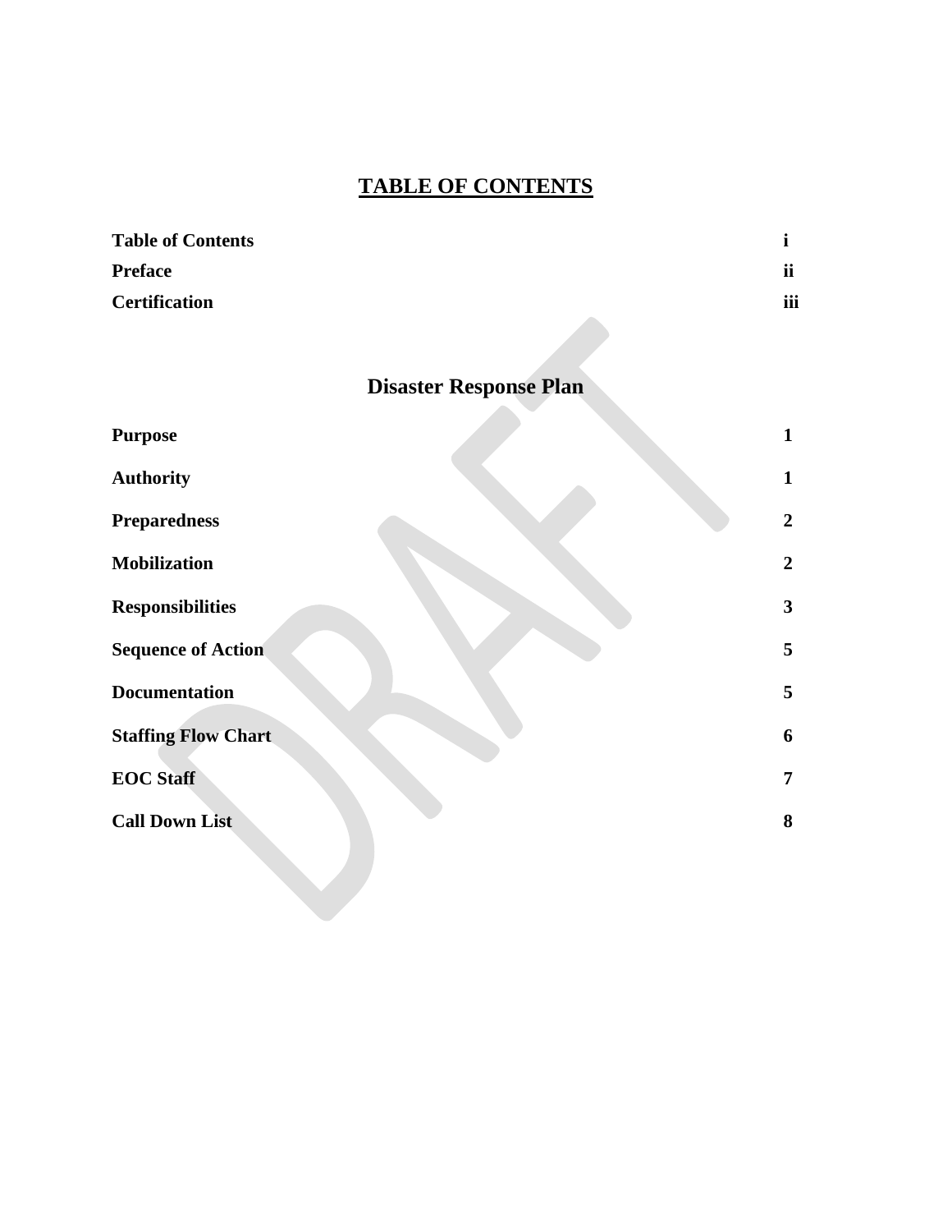# TABLE OF CONTENTS

| | |
|---|---|
| **Table of Contents** | **i** |
| **Preface** | **ii** |
| **Certification** | **iii** |

## Disaster Response Plan

| | |
|---|---|
| **Purpose** | **1** |
| **Authority** | **1** |
| **Preparedness** | **2** |
| **Mobilization** | **2** |
| **Responsibilities** | **3** |
| **Sequence of Action** | **5** |
| **Documentation** | **5** |
| **Staffing Flow Chart** | **6** |
| **EOC Staff** | **7** |
| **Call Down List** | **8** |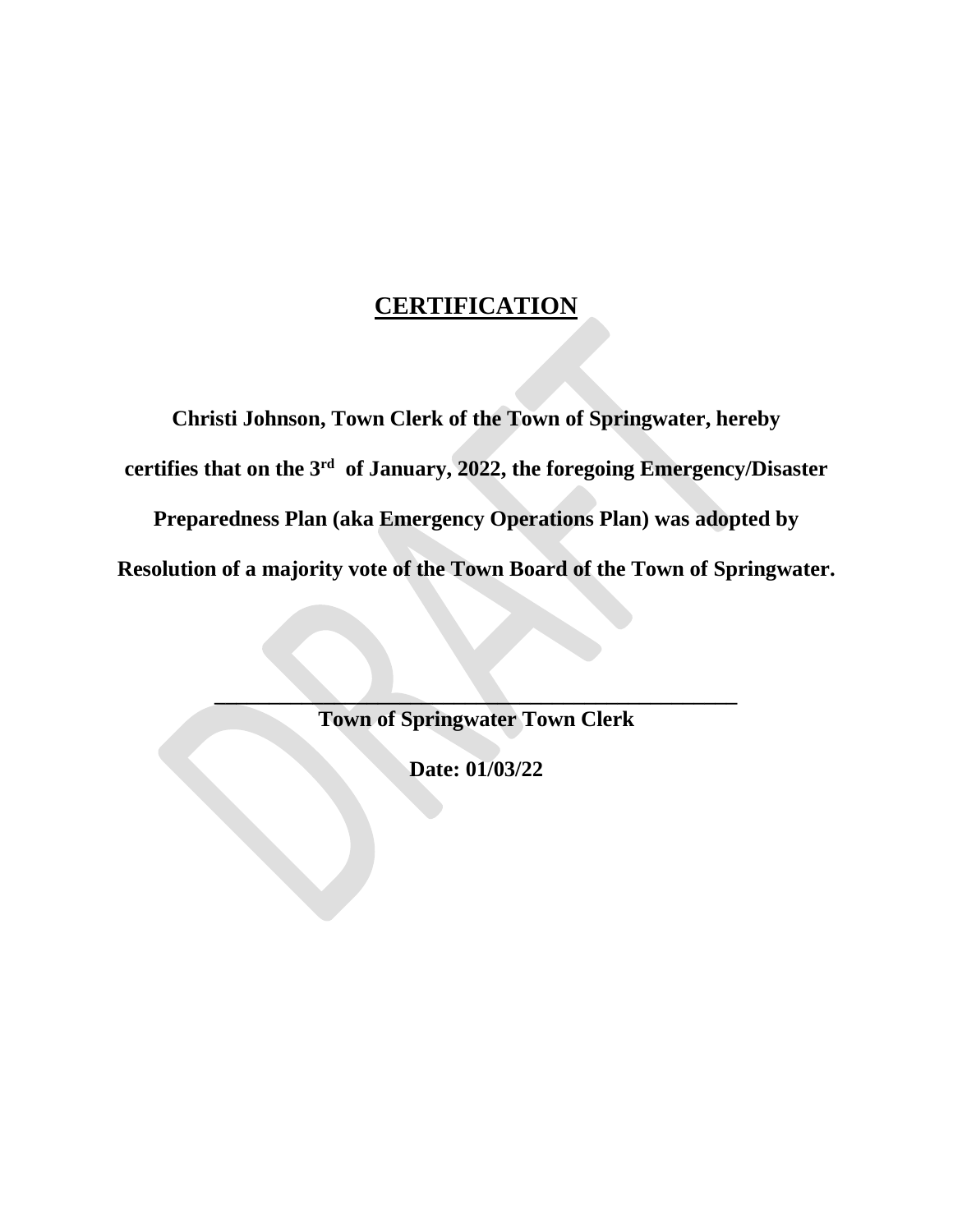# **CERTIFICATION**

**Christi Johnson, Town Clerk of the Town of Springwater, hereby certifies that on the 3rd of January, 2022, the foregoing Emergency/Disaster Preparedness Plan (aka Emergency Operations Plan) was adopted by Resolution of a majority vote of the Town Board of the Town of Springwater.**

\_\_\_\_\_\_\_\_\_\_\_\_\_\_\_\_\_\_\_\_\_\_\_\_\_\_\_\_\_\_\_\_\_\_\_\_\_\_\_\_\_\_\_\_

**Town of Springwater Town Clerk**

**Date: 01/03/22**

DRAFT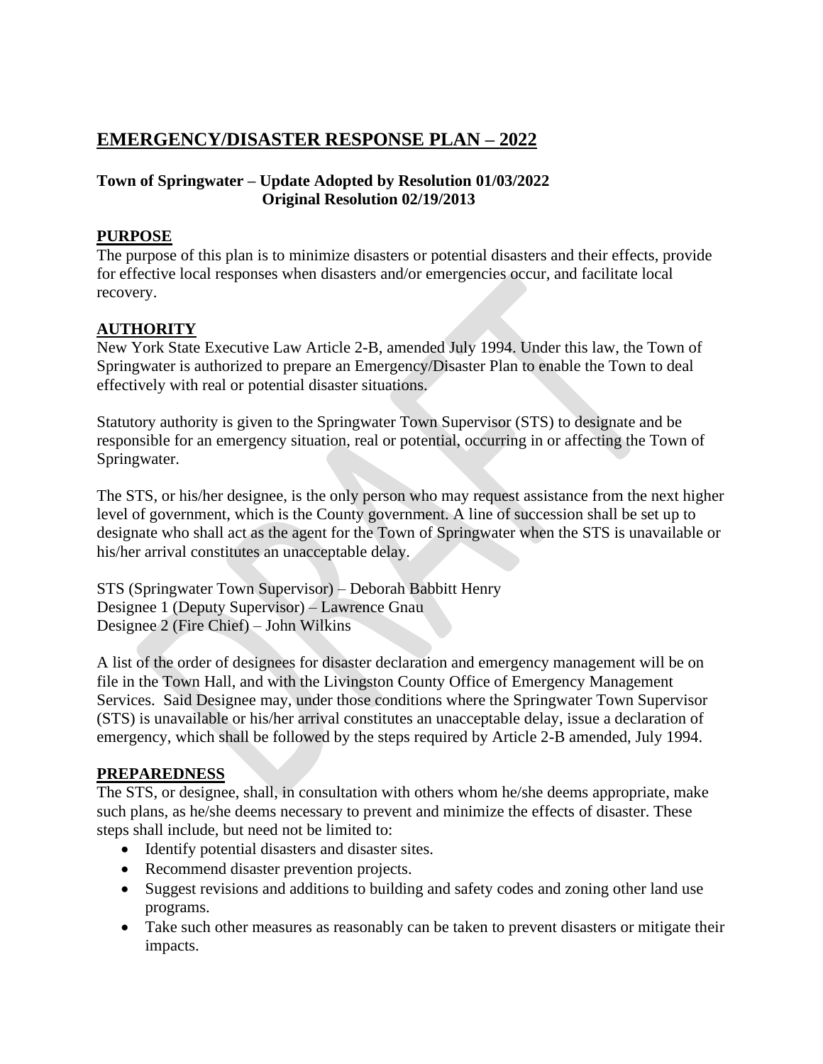# EMERGENCY/DISASTER RESPONSE PLAN – 2022

**Town of Springwater – Update Adopted by Resolution 01/03/2022**
**Original Resolution 02/19/2013**

## PURPOSE

The purpose of this plan is to minimize disasters or potential disasters and their effects, provide for effective local responses when disasters and/or emergencies occur, and facilitate local recovery.

## AUTHORITY

New York State Executive Law Article 2-B, amended July 1994. Under this law, the Town of Springwater is authorized to prepare an Emergency/Disaster Plan to enable the Town to deal effectively with real or potential disaster situations.

Statutory authority is given to the Springwater Town Supervisor (STS) to designate and be responsible for an emergency situation, real or potential, occurring in or affecting the Town of Springwater.

The STS, or his/her designee, is the only person who may request assistance from the next higher level of government, which is the County government. A line of succession shall be set up to designate who shall act as the agent for the Town of Springwater when the STS is unavailable or his/her arrival constitutes an unacceptable delay.

STS (Springwater Town Supervisor) – Deborah Babbitt Henry
Designee 1 (Deputy Supervisor) – Lawrence Gnau
Designee 2 (Fire Chief) – John Wilkins

A list of the order of designees for disaster declaration and emergency management will be on file in the Town Hall, and with the Livingston County Office of Emergency Management Services. Said Designee may, under those conditions where the Springwater Town Supervisor (STS) is unavailable or his/her arrival constitutes an unacceptable delay, issue a declaration of emergency, which shall be followed by the steps required by Article 2-B amended, July 1994.

## PREPAREDNESS

The STS, or designee, shall, in consultation with others whom he/she deems appropriate, make such plans, as he/she deems necessary to prevent and minimize the effects of disaster. These steps shall include, but need not be limited to:

- Identify potential disasters and disaster sites.
- Recommend disaster prevention projects.
- Suggest revisions and additions to building and safety codes and zoning other land use programs.
- Take such other measures as reasonably can be taken to prevent disasters or mitigate their impacts.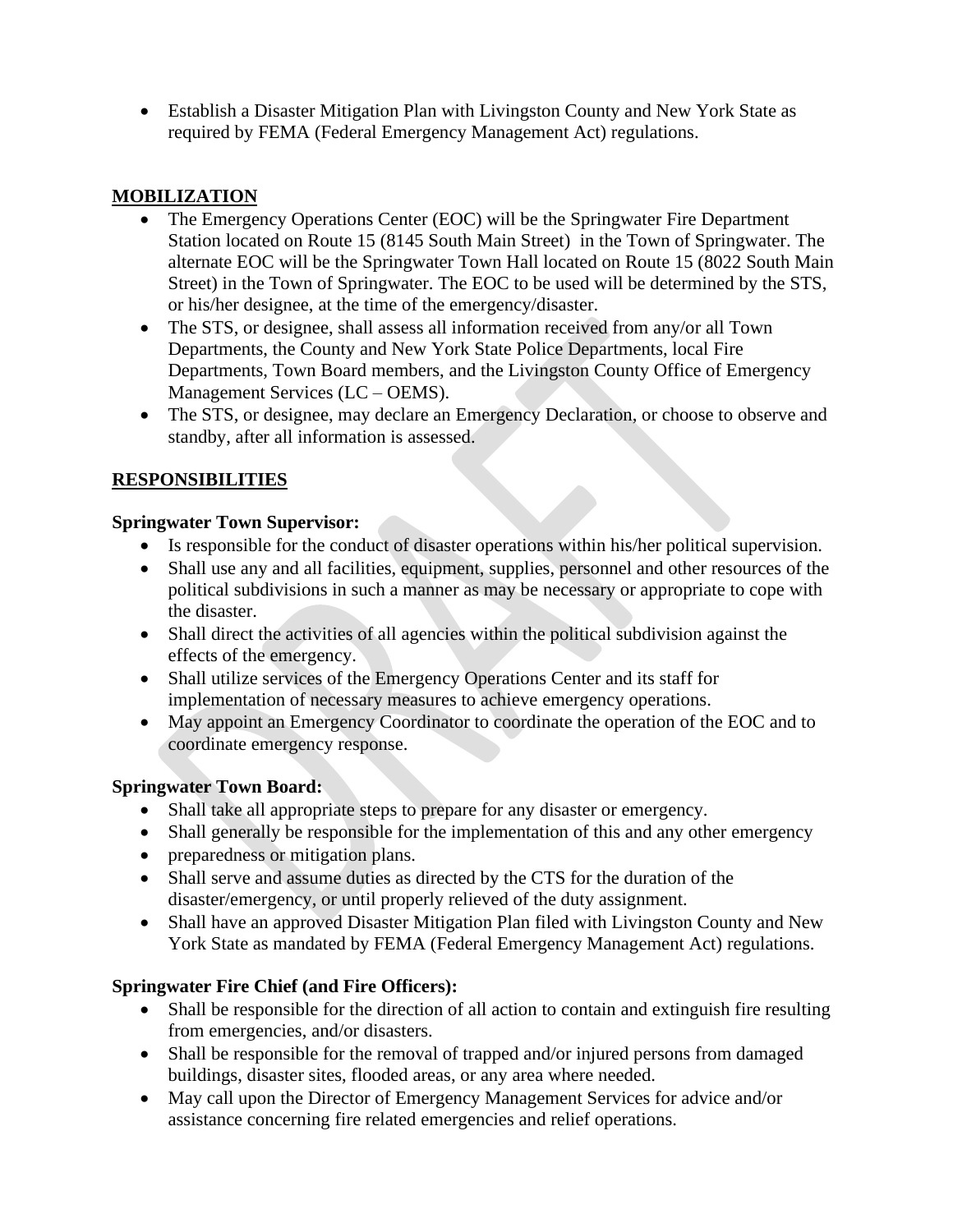- Establish a Disaster Mitigation Plan with Livingston County and New York State as required by FEMA (Federal Emergency Management Act) regulations.

**MOBILIZATION**

- The Emergency Operations Center (EOC) will be the Springwater Fire Department Station located on Route 15 (8145 South Main Street) in the Town of Springwater. The alternate EOC will be the Springwater Town Hall located on Route 15 (8022 South Main Street) in the Town of Springwater. The EOC to be used will be determined by the STS, or his/her designee, at the time of the emergency/disaster.
- The STS, or designee, shall assess all information received from any/or all Town Departments, the County and New York State Police Departments, local Fire Departments, Town Board members, and the Livingston County Office of Emergency Management Services (LC – OEMS).
- The STS, or designee, may declare an Emergency Declaration, or choose to observe and standby, after all information is assessed.

**RESPONSIBILITIES**

**Springwater Town Supervisor:**

- Is responsible for the conduct of disaster operations within his/her political supervision.
- Shall use any and all facilities, equipment, supplies, personnel and other resources of the political subdivisions in such a manner as may be necessary or appropriate to cope with the disaster.
- Shall direct the activities of all agencies within the political subdivision against the effects of the emergency.
- Shall utilize services of the Emergency Operations Center and its staff for implementation of necessary measures to achieve emergency operations.
- May appoint an Emergency Coordinator to coordinate the operation of the EOC and to coordinate emergency response.

**Springwater Town Board:**

- Shall take all appropriate steps to prepare for any disaster or emergency.
- Shall generally be responsible for the implementation of this and any other emergency
- preparedness or mitigation plans.
- Shall serve and assume duties as directed by the CTS for the duration of the disaster/emergency, or until properly relieved of the duty assignment.
- Shall have an approved Disaster Mitigation Plan filed with Livingston County and New York State as mandated by FEMA (Federal Emergency Management Act) regulations.

**Springwater Fire Chief (and Fire Officers):**

- Shall be responsible for the direction of all action to contain and extinguish fire resulting from emergencies, and/or disasters.
- Shall be responsible for the removal of trapped and/or injured persons from damaged buildings, disaster sites, flooded areas, or any area where needed.
- May call upon the Director of Emergency Management Services for advice and/or assistance concerning fire related emergencies and relief operations.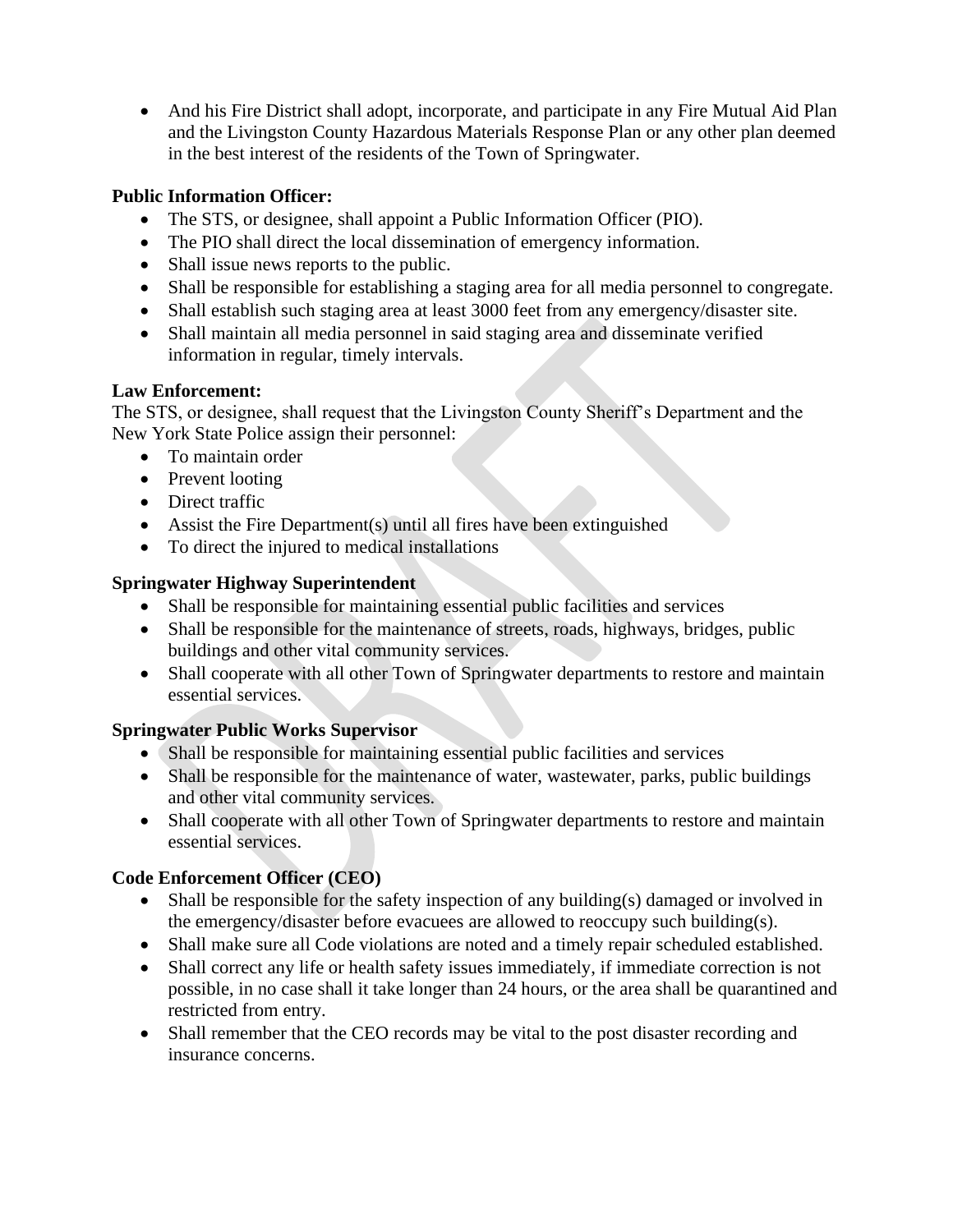- And his Fire District shall adopt, incorporate, and participate in any Fire Mutual Aid Plan and the Livingston County Hazardous Materials Response Plan or any other plan deemed in the best interest of the residents of the Town of Springwater.

**Public Information Officer:**

- The STS, or designee, shall appoint a Public Information Officer (PIO).
- The PIO shall direct the local dissemination of emergency information.
- Shall issue news reports to the public.
- Shall be responsible for establishing a staging area for all media personnel to congregate.
- Shall establish such staging area at least 3000 feet from any emergency/disaster site.
- Shall maintain all media personnel in said staging area and disseminate verified information in regular, timely intervals.

**Law Enforcement:**

The STS, or designee, shall request that the Livingston County Sheriff's Department and the New York State Police assign their personnel:

- To maintain order
- Prevent looting
- Direct traffic
- Assist the Fire Department(s) until all fires have been extinguished
- To direct the injured to medical installations

**Springwater Highway Superintendent**

- Shall be responsible for maintaining essential public facilities and services
- Shall be responsible for the maintenance of streets, roads, highways, bridges, public buildings and other vital community services.
- Shall cooperate with all other Town of Springwater departments to restore and maintain essential services.

**Springwater Public Works Supervisor**

- Shall be responsible for maintaining essential public facilities and services
- Shall be responsible for the maintenance of water, wastewater, parks, public buildings and other vital community services.
- Shall cooperate with all other Town of Springwater departments to restore and maintain essential services.

**Code Enforcement Officer (CEO)**

- Shall be responsible for the safety inspection of any building(s) damaged or involved in the emergency/disaster before evacuees are allowed to reoccupy such building(s).
- Shall make sure all Code violations are noted and a timely repair scheduled established.
- Shall correct any life or health safety issues immediately, if immediate correction is not possible, in no case shall it take longer than 24 hours, or the area shall be quarantined and restricted from entry.
- Shall remember that the CEO records may be vital to the post disaster recording and insurance concerns.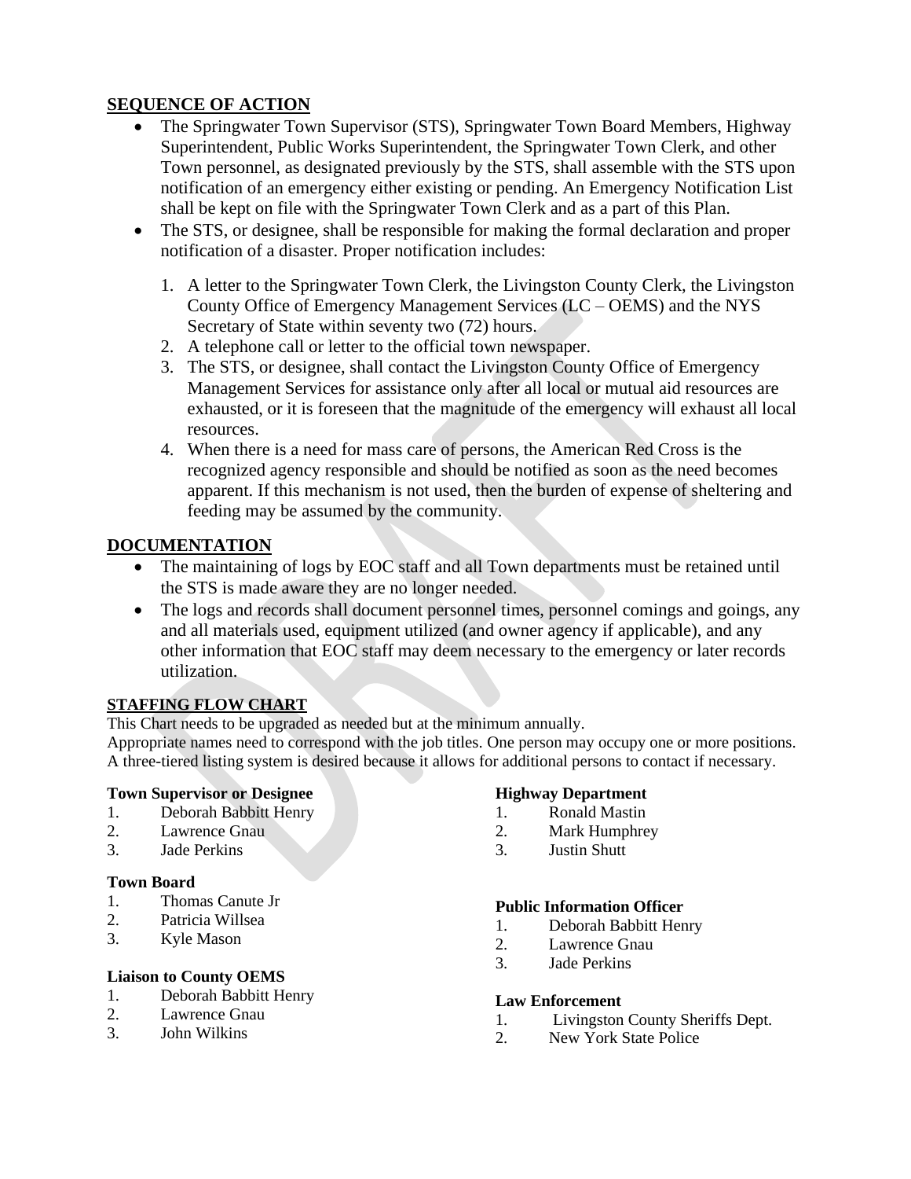## SEQUENCE OF ACTION

- The Springwater Town Supervisor (STS), Springwater Town Board Members, Highway Superintendent, Public Works Superintendent, the Springwater Town Clerk, and other Town personnel, as designated previously by the STS, shall assemble with the STS upon notification of an emergency either existing or pending. An Emergency Notification List shall be kept on file with the Springwater Town Clerk and as a part of this Plan.
- The STS, or designee, shall be responsible for making the formal declaration and proper notification of a disaster. Proper notification includes:

  1. A letter to the Springwater Town Clerk, the Livingston County Clerk, the Livingston County Office of Emergency Management Services (LC – OEMS) and the NYS Secretary of State within seventy two (72) hours.
  2. A telephone call or letter to the official town newspaper.
  3. The STS, or designee, shall contact the Livingston County Office of Emergency Management Services for assistance only after all local or mutual aid resources are exhausted, or it is foreseen that the magnitude of the emergency will exhaust all local resources.
  4. When there is a need for mass care of persons, the American Red Cross is the recognized agency responsible and should be notified as soon as the need becomes apparent. If this mechanism is not used, then the burden of expense of sheltering and feeding may be assumed by the community.

## DOCUMENTATION

- The maintaining of logs by EOC staff and all Town departments must be retained until the STS is made aware they are no longer needed.
- The logs and records shall document personnel times, personnel comings and goings, any and all materials used, equipment utilized (and owner agency if applicable), and any other information that EOC staff may deem necessary to the emergency or later records utilization.

### STAFFING FLOW CHART

This Chart needs to be upgraded as needed but at the minimum annually.
Appropriate names need to correspond with the job titles. One person may occupy one or more positions.
A three-tiered listing system is desired because it allows for additional persons to contact if necessary.

**Town Supervisor or Designee**
1. Deborah Babbitt Henry
2. Lawrence Gnau
3. Jade Perkins

**Town Board**
1. Thomas Canute Jr
2. Patricia Willsea
3. Kyle Mason

**Liaison to County OEMS**
1. Deborah Babbitt Henry
2. Lawrence Gnau
3. John Wilkins

**Highway Department**
1. Ronald Mastin
2. Mark Humphrey
3. Justin Shutt

**Public Information Officer**
1. Deborah Babbitt Henry
2. Lawrence Gnau
3. Jade Perkins

**Law Enforcement**
1. Livingston County Sheriffs Dept.
2. New York State Police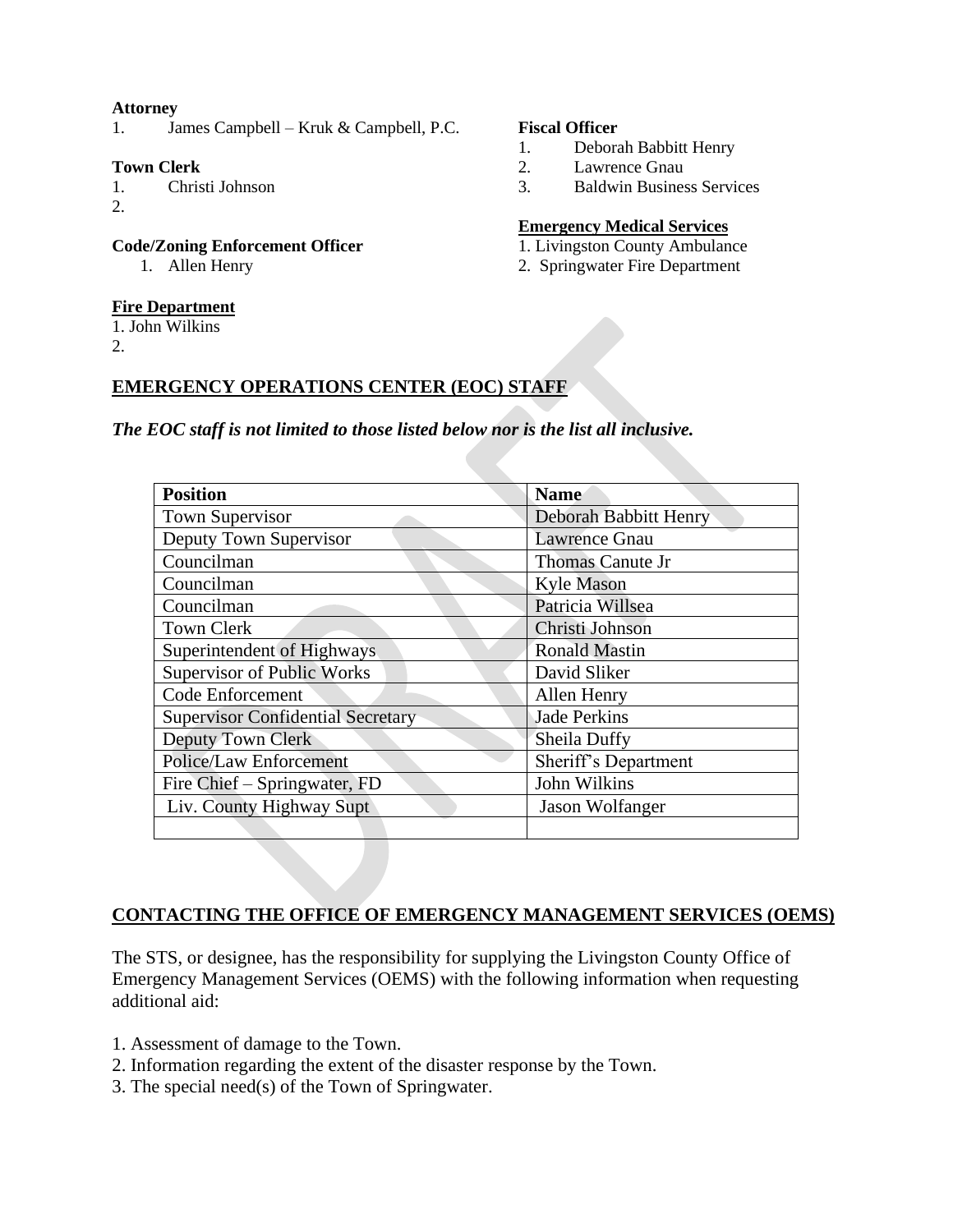**Attorney**

1. James Campbell – Kruk & Campbell, P.C.

**Town Clerk**

1. Christi Johnson
2. 

**Code/Zoning Enforcement Officer**

1. Allen Henry

**Fire Department**

1. John Wilkins
2. 

**Fiscal Officer**

1. Deborah Babbitt Henry
2. Lawrence Gnau
3. Baldwin Business Services

**Emergency Medical Services**

1. Livingston County Ambulance
2. Springwater Fire Department

## EMERGENCY OPERATIONS CENTER (EOC) STAFF

***The EOC staff is not limited to those listed below nor is the list all inclusive.***

| Position | Name |
|---|---|
| Town Supervisor | Deborah Babbitt Henry |
| Deputy Town Supervisor | Lawrence Gnau |
| Councilman | Thomas Canute Jr |
| Councilman | Kyle Mason |
| Councilman | Patricia Willsea |
| Town Clerk | Christi Johnson |
| Superintendent of Highways | Ronald Mastin |
| Supervisor of Public Works | David Sliker |
| Code Enforcement | Allen Henry |
| Supervisor Confidential Secretary | Jade Perkins |
| Deputy Town Clerk | Sheila Duffy |
| Police/Law Enforcement | Sheriff's Department |
| Fire Chief – Springwater, FD | John Wilkins |
| Liv. County Highway Supt | Jason Wolfanger |
| | |

## CONTACTING THE OFFICE OF EMERGENCY MANAGEMENT SERVICES (OEMS)

The STS, or designee, has the responsibility for supplying the Livingston County Office of Emergency Management Services (OEMS) with the following information when requesting additional aid:

1. Assessment of damage to the Town.
2. Information regarding the extent of the disaster response by the Town.
3. The special need(s) of the Town of Springwater.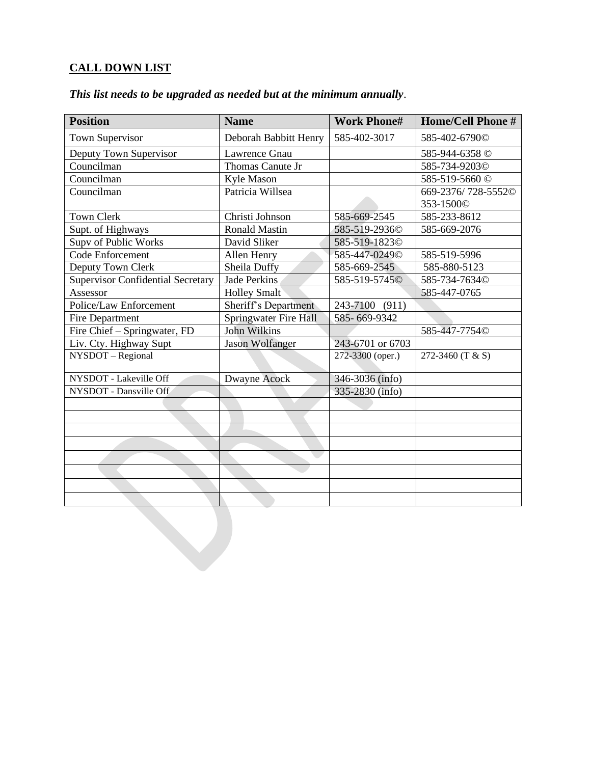**CALL DOWN LIST**

***This list needs to be upgraded as needed but at the minimum annually***.

| Position | Name | Work Phone# | Home/Cell Phone # |
|---|---|---|---|
| Town Supervisor | Deborah Babbitt Henry | 585-402-3017 | 585-402-6790© |
| Deputy Town Supervisor | Lawrence Gnau | | 585-944-6358 © |
| Councilman | Thomas Canute Jr | | 585-734-9203© |
| Councilman | Kyle Mason | | 585-519-5660 © |
| Councilman | Patricia Willsea | | 669-2376/ 728-5552© 353-1500© |
| Town Clerk | Christi Johnson | 585-669-2545 | 585-233-8612 |
| Supt. of Highways | Ronald Mastin | 585-519-2936© | 585-669-2076 |
| Supv of Public Works | David Sliker | 585-519-1823© | |
| Code Enforcement | Allen Henry | 585-447-0249© | 585-519-5996 |
| Deputy Town Clerk | Sheila Duffy | 585-669-2545 | 585-880-5123 |
| Supervisor Confidential Secretary | Jade Perkins | 585-519-5745© | 585-734-7634© |
| Assessor | Holley Smalt | | 585-447-0765 |
| Police/Law Enforcement | Sheriff's Department | 243-7100 (911) | |
| Fire Department | Springwater Fire Hall | 585- 669-9342 | |
| Fire Chief – Springwater, FD | John Wilkins | | 585-447-7754© |
| Liv. Cty. Highway Supt | Jason Wolfanger | 243-6701 or 6703 | |
| NYSDOT – Regional | | 272-3300 (oper.) | 272-3460 (T & S) |
| NYSDOT - Lakeville Off | Dwayne Acock | 346-3036 (info) | |
| NYSDOT - Dansville Off | | 335-2830 (info) | |
| | | | |
| | | | |
| | | | |
| | | | |
| | | | |
| | | | |
| | | | |
| | | | |